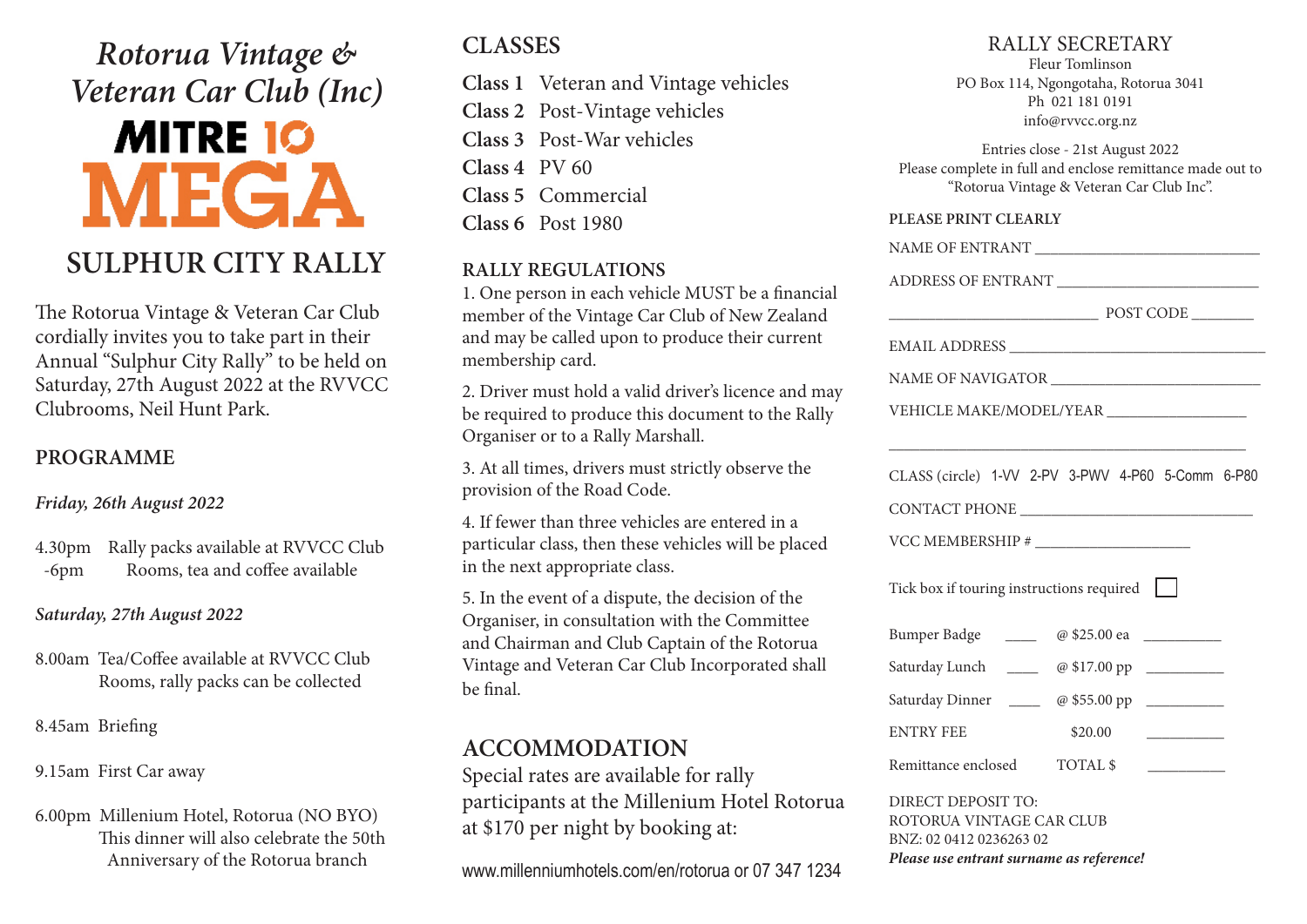# *Rotorua Vintage & Veteran Car Club (Inc)*

**MITRE 10 MEGA**

## SULPHUR CITY RALLY

The Rotorua Vintage & Veteran Car Club cordially invites you to take part in their Annual "Sulphur City Rally" to be held on Saturday, 27th August 2022 at the RVVCC Clubrooms, Neil Hunt Park.

### PROGRAMME

*Friday, 26th August 2022*

4.30pm -6pm Rally packs available at RVVCC Club Rooms, tea and coffee available

*Saturday, 27th August 2022*

8.00am Tea/Coffee available at RVVCC Club Rooms, rally packs can be collected

8.45am Briefing

9.15am First Car away

6.00pm Millenium Hotel, Rotorua (NO BYO) This dinner will also celebrate the 50th Anniversary of the Rotorua branch

### CLASSES

**Class 1** Veteran and Vintage vehicles
**Class 2** Post-Vintage vehicles
**Class 3** Post-War vehicles
**Class 4** PV 60
**Class 5** Commercial
**Class 6** Post 1980

### RALLY REGULATIONS

1. One person in each vehicle MUST be a financial member of the Vintage Car Club of New Zealand and may be called upon to produce their current membership card.

2. Driver must hold a valid driver's licence and may be required to produce this document to the Rally Organiser or to a Rally Marshall.

3. At all times, drivers must strictly observe the provision of the Road Code.

4. If fewer than three vehicles are entered in a particular class, then these vehicles will be placed in the next appropriate class.

5. In the event of a dispute, the decision of the Organiser, in consultation with the Committee and Chairman and Club Captain of the Rotorua Vintage and Veteran Car Club Incorporated shall be final.

### ACCOMMODATION

Special rates are available for rally participants at the Millenium Hotel Rotorua at $170 per night by booking at:

www.millenniumhotels.com/en/rotorua or 07 347 1234

### RALLY SECRETARY

Fleur Tomlinson
PO Box 114, Ngongotaha, Rotorua 3041
Ph 021 181 0191
info@rvvcc.org.nz

Entries close - 21st August 2022
Please complete in full and enclose remittance made out to "Rotorua Vintage & Veteran Car Club Inc".

**PLEASE PRINT CLEARLY**

NAME OF ENTRANT ____________________________

ADDRESS OF ENTRANT __________________________

__________________________ POST CODE ________

EMAIL ADDRESS ________________________________

NAME OF NAVIGATOR ___________________________

VEHICLE MAKE/MODEL/YEAR __________________

______________________________________________

CLASS (circle) 1-VV 2-PV 3-PWV 4-P60 5-Comm 6-P80

CONTACT PHONE ______________________________

VCC MEMBERSHIP # ___________________

Tick box if touring instructions required ☐

| | | | |
|---|---|---|---|
| Bumper Badge | ____ | @ $25.00 ea | __________ |
| Saturday Lunch | ____ | @ $17.00 pp | __________ |
| Saturday Dinner | ____ | @ $55.00 pp | __________ |
| ENTRY FEE | | $20.00 | __________ |
| Remittance enclosed | | TOTAL $ | __________ |

DIRECT DEPOSIT TO:
ROTORUA VINTAGE CAR CLUB
BNZ: 02 0412 0236263 02
***Please use entrant surname as reference!***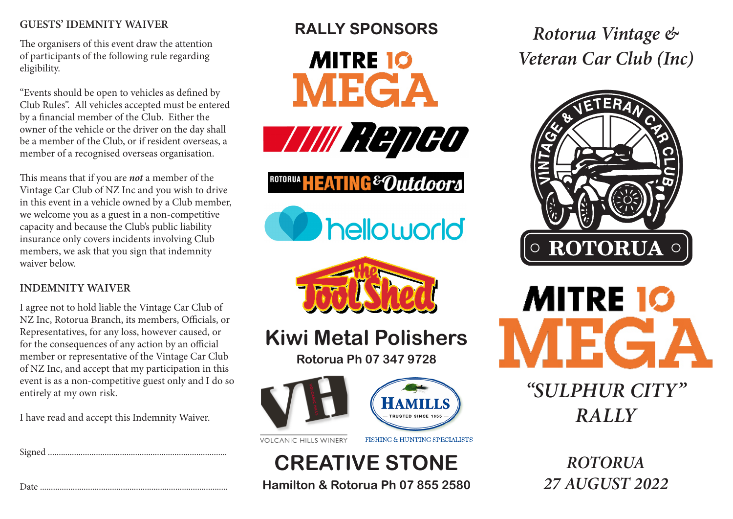## GUESTS' IDEMNITY WAIVER

The organisers of this event draw the attention of participants of the following rule regarding eligibility.

"Events should be open to vehicles as defined by Club Rules". All vehicles accepted must be entered by a financial member of the Club. Either the owner of the vehicle or the driver on the day shall be a member of the Club, or if resident overseas, a member of a recognised overseas organisation.

This means that if you are ***not*** a member of the Vintage Car Club of NZ Inc and you wish to drive in this event in a vehicle owned by a Club member, we welcome you as a guest in a non-competitive capacity and because the Club's public liability insurance only covers incidents involving Club members, we ask that you sign that indemnity waiver below.

## INDEMNITY WAIVER

I agree not to hold liable the Vintage Car Club of NZ Inc, Rotorua Branch, its members, Officials, or Representatives, for any loss, however caused, or for the consequences of any action by an official member or representative of the Vintage Car Club of NZ Inc, and accept that my participation in this event is as a non-competitive guest only and I do so entirely at my own risk.

I have read and accept this Indemnity Waiver.

Signed ....................................................................................

Date .........................................................................................

## RALLY SPONSORS

MITRE 10 MEGA

Repco

ROTORUA HEATING & Outdoors

helloworld

the Tool Shed

**Kiwi Metal Polishers**

**Rotorua Ph 07 347 9728**

VH — VOLCANIC HILLS WINERY

HAMILLS — TRUSTED SINCE 1955 — FISHING & HUNTING SPECIALISTS

**CREATIVE STONE**

**Hamilton & Rotorua Ph 07 855 2580**

# *Rotorua Vintage & Veteran Car Club (Inc)*

VINTAGE & VETERAN CAR CLUB — ROTORUA

MITRE 10 MEGA

## *"SULPHUR CITY" RALLY*

*ROTORUA*

*27 AUGUST 2022*